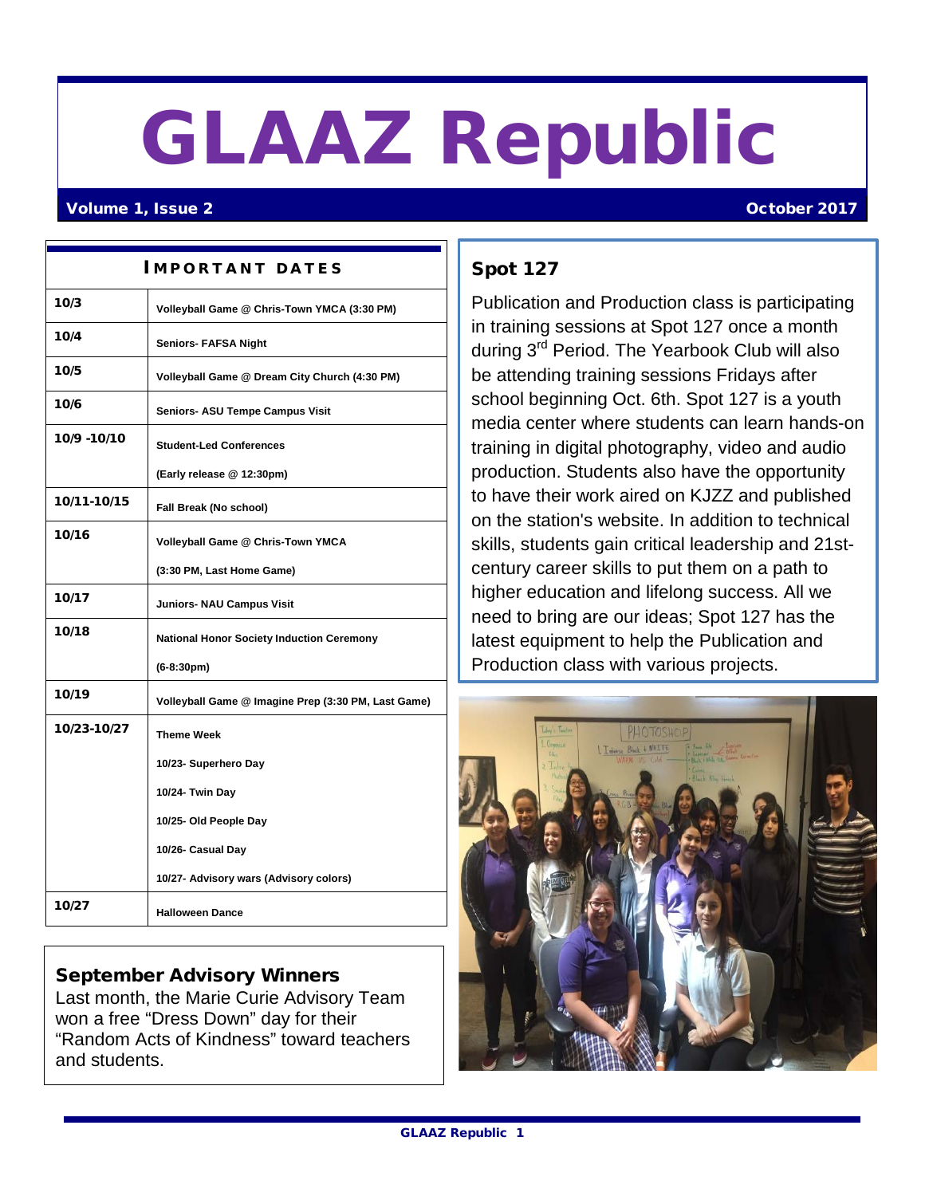# GLAAZ Republic

**Volume 1, Issue 2** **October 2017**

## Important Dates

| | |
|---|---|
| 10/3 | Volleyball Game @ Chris-Town YMCA (3:30 PM) |
| 10/4 | Seniors- FAFSA Night |
| 10/5 | Volleyball Game @ Dream City Church (4:30 PM) |
| 10/6 | Seniors- ASU Tempe Campus Visit |
| 10/9 -10/10 | Student-Led Conferences<br>(Early release @ 12:30pm) |
| 10/11-10/15 | Fall Break (No school) |
| 10/16 | Volleyball Game @ Chris-Town YMCA<br>(3:30 PM, Last Home Game) |
| 10/17 | Juniors- NAU Campus Visit |
| 10/18 | National Honor Society Induction Ceremony<br>(6-8:30pm) |
| 10/19 | Volleyball Game @ Imagine Prep (3:30 PM, Last Game) |
| 10/23-10/27 | Theme Week<br>10/23- Superhero Day<br>10/24- Twin Day<br>10/25- Old People Day<br>10/26- Casual Day<br>10/27- Advisory wars (Advisory colors) |
| 10/27 | Halloween Dance |

## September Advisory Winners

Last month, the Marie Curie Advisory Team won a free "Dress Down" day for their "Random Acts of Kindness" toward teachers and students.

## Spot 127

Publication and Production class is participating in training sessions at Spot 127 once a month during 3rd Period. The Yearbook Club will also be attending training sessions Fridays after school beginning Oct. 6th. Spot 127 is a youth media center where students can learn hands-on training in digital photography, video and audio production. Students also have the opportunity to have their work aired on KJZZ and published on the station's website. In addition to technical skills, students gain critical leadership and 21st-century career skills to put them on a path to higher education and lifelong success. All we need to bring are our ideas; Spot 127 has the latest equipment to help the Publication and Production class with various projects.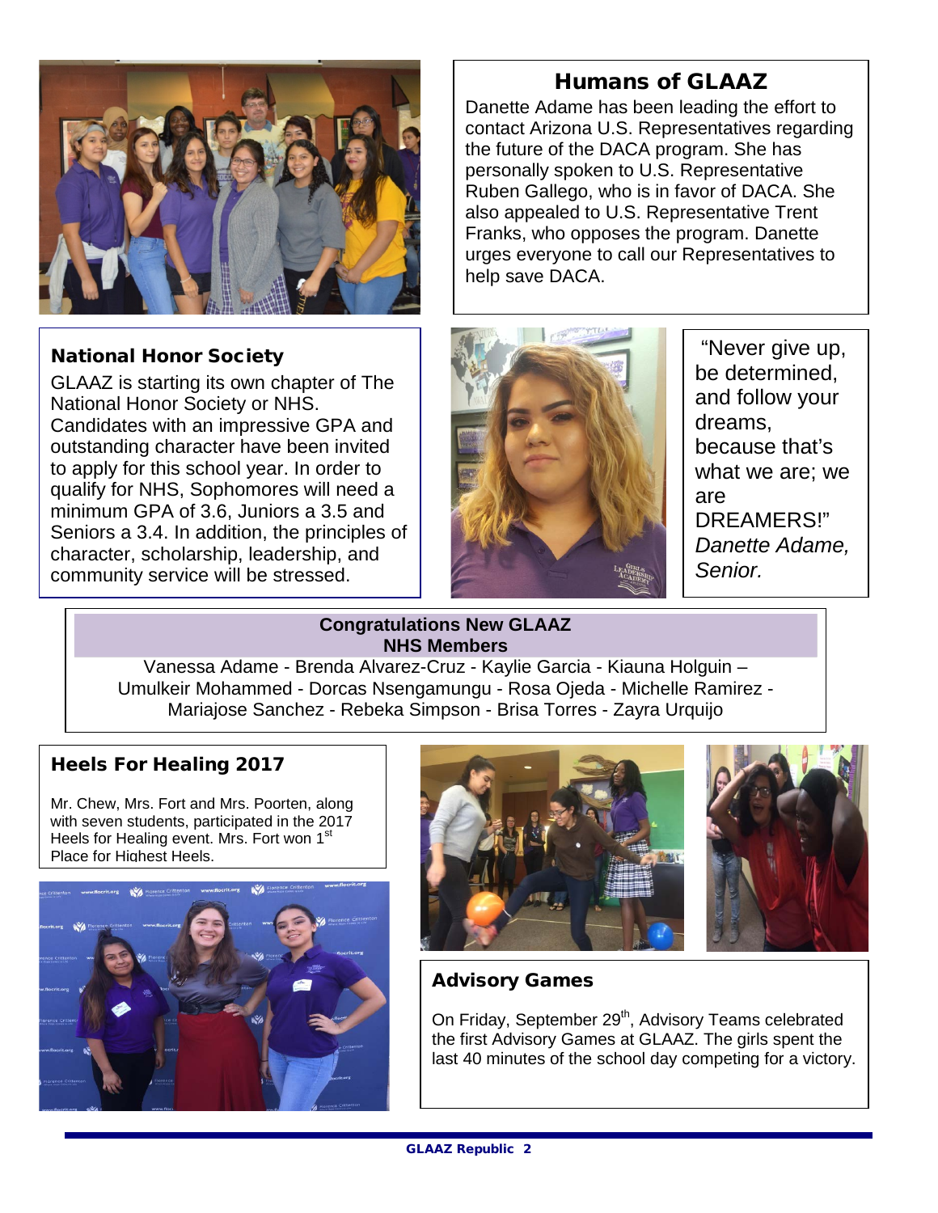## Humans of GLAAZ

Danette Adame has been leading the effort to contact Arizona U.S. Representatives regarding the future of the DACA program. She has personally spoken to U.S. Representative Ruben Gallego, who is in favor of DACA. She also appealed to U.S. Representative Trent Franks, who opposes the program. Danette urges everyone to call our Representatives to help save DACA.

## National Honor Society

GLAAZ is starting its own chapter of The National Honor Society or NHS. Candidates with an impressive GPA and outstanding character have been invited to apply for this school year. In order to qualify for NHS, Sophomores will need a minimum GPA of 3.6, Juniors a 3.5 and Seniors a 3.4. In addition, the principles of character, scholarship, leadership, and community service will be stressed.

"Never give up, be determined, and follow your dreams, because that's what we are; we are DREAMERS!" *Danette Adame, Senior.*

**Congratulations New GLAAZ NHS Members**

Vanessa Adame - Brenda Alvarez-Cruz - Kaylie Garcia - Kiauna Holguin – Umulkeir Mohammed - Dorcas Nsengamungu - Rosa Ojeda - Michelle Ramirez - Mariajose Sanchez - Rebeka Simpson - Brisa Torres - Zayra Urquijo

## Heels For Healing 2017

Mr. Chew, Mrs. Fort and Mrs. Poorten, along with seven students, participated in the 2017 Heels for Healing event. Mrs. Fort won 1st Place for Highest Heels.

## Advisory Games

On Friday, September 29th, Advisory Teams celebrated the first Advisory Games at GLAAZ. The girls spent the last 40 minutes of the school day competing for a victory.